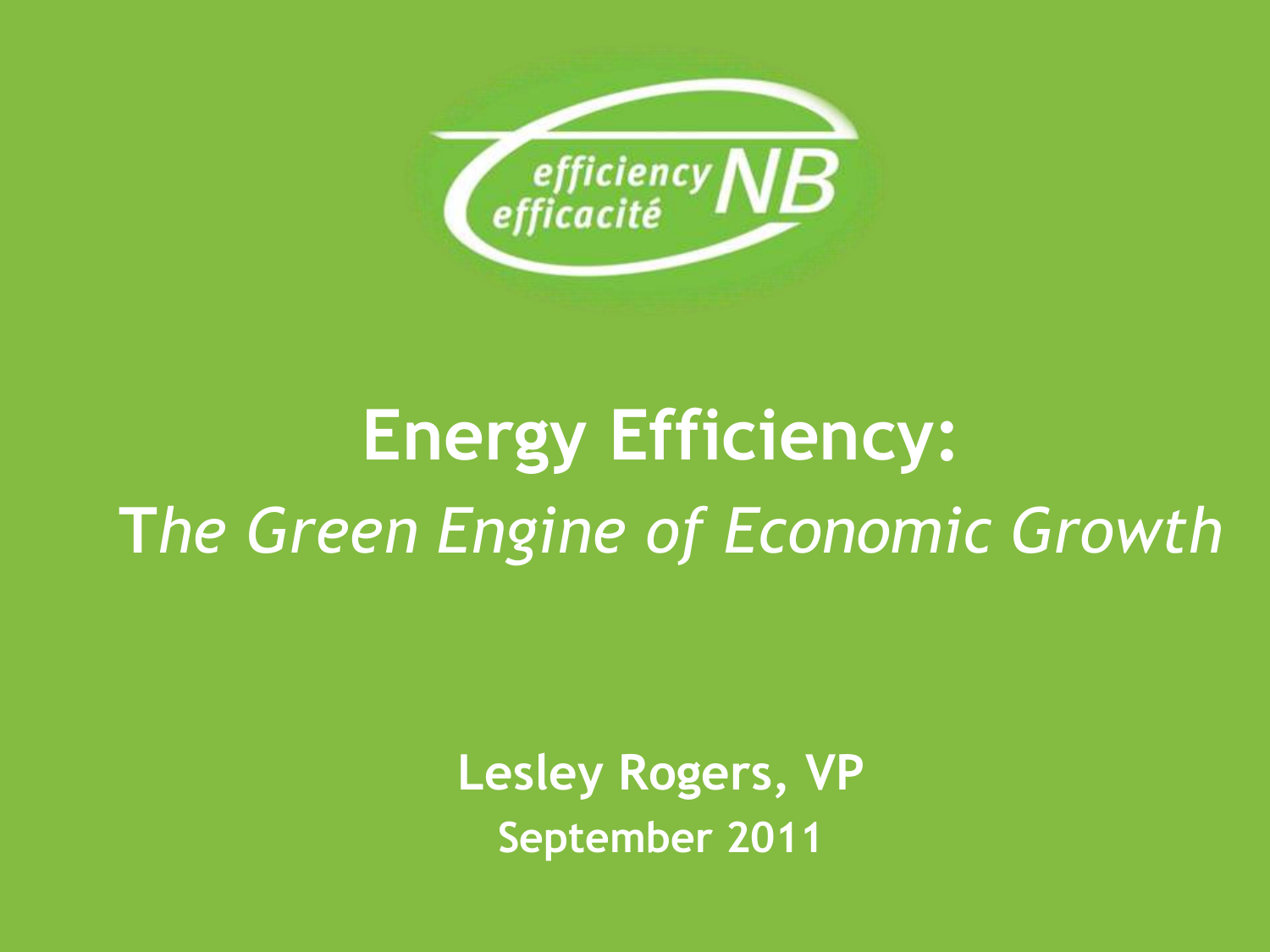efficiency efficacité NB

# Energy Efficiency:

## T*he Green Engine of Economic Growth*

**Lesley Rogers, VP**

**September 2011**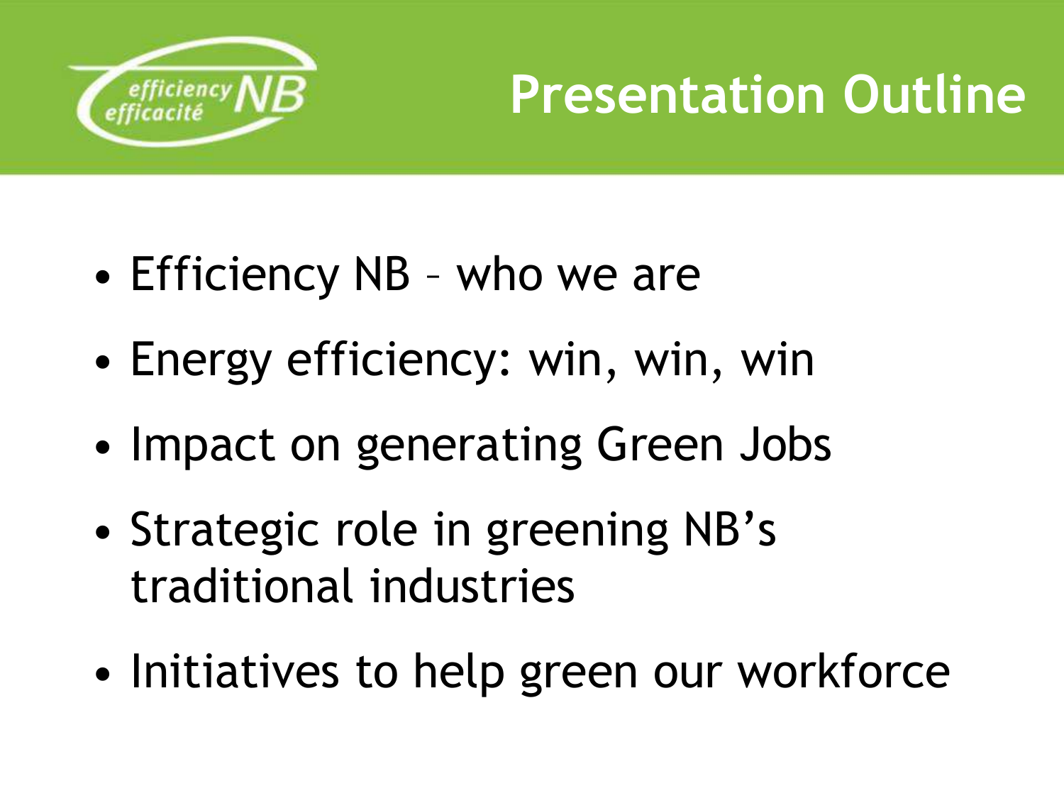# Presentation Outline

- Efficiency NB – who we are
- Energy efficiency: win, win, win
- Impact on generating Green Jobs
- Strategic role in greening NB's traditional industries
- Initiatives to help green our workforce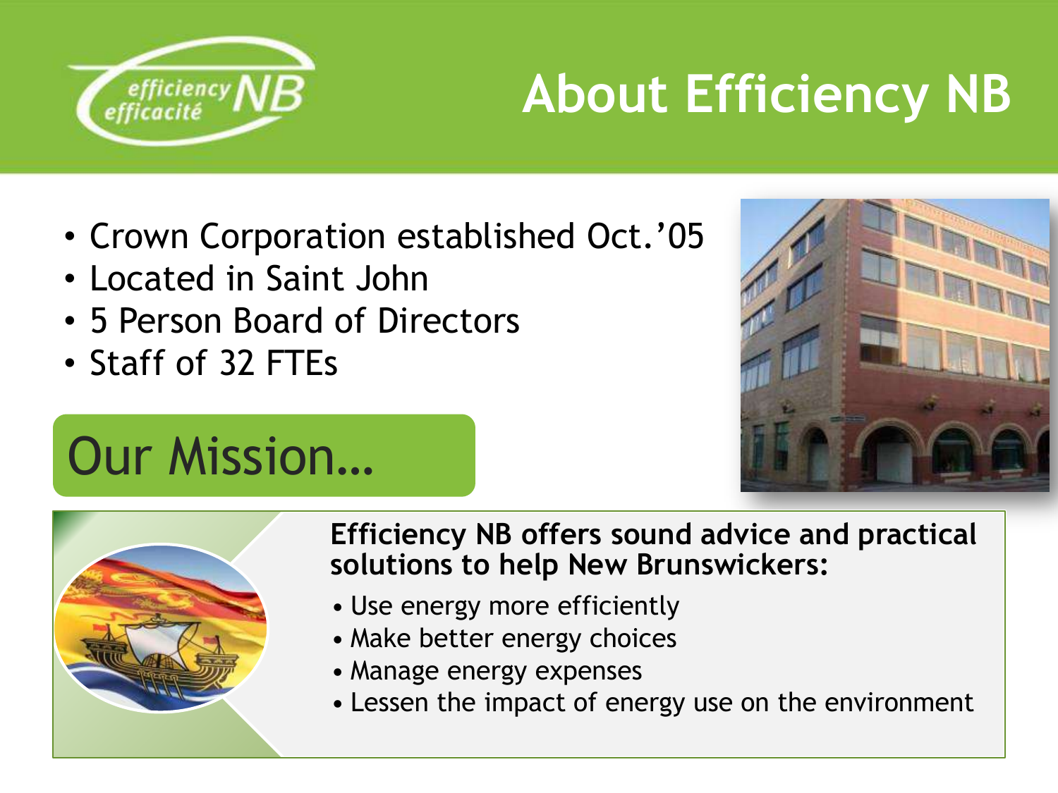# About Efficiency NB

- Crown Corporation established Oct.'05
- Located in Saint John
- 5 Person Board of Directors
- Staff of 32 FTEs

## Our Mission…

**Efficiency NB offers sound advice and practical solutions to help New Brunswickers:**

- Use energy more efficiently
- Make better energy choices
- Manage energy expenses
- Lessen the impact of energy use on the environment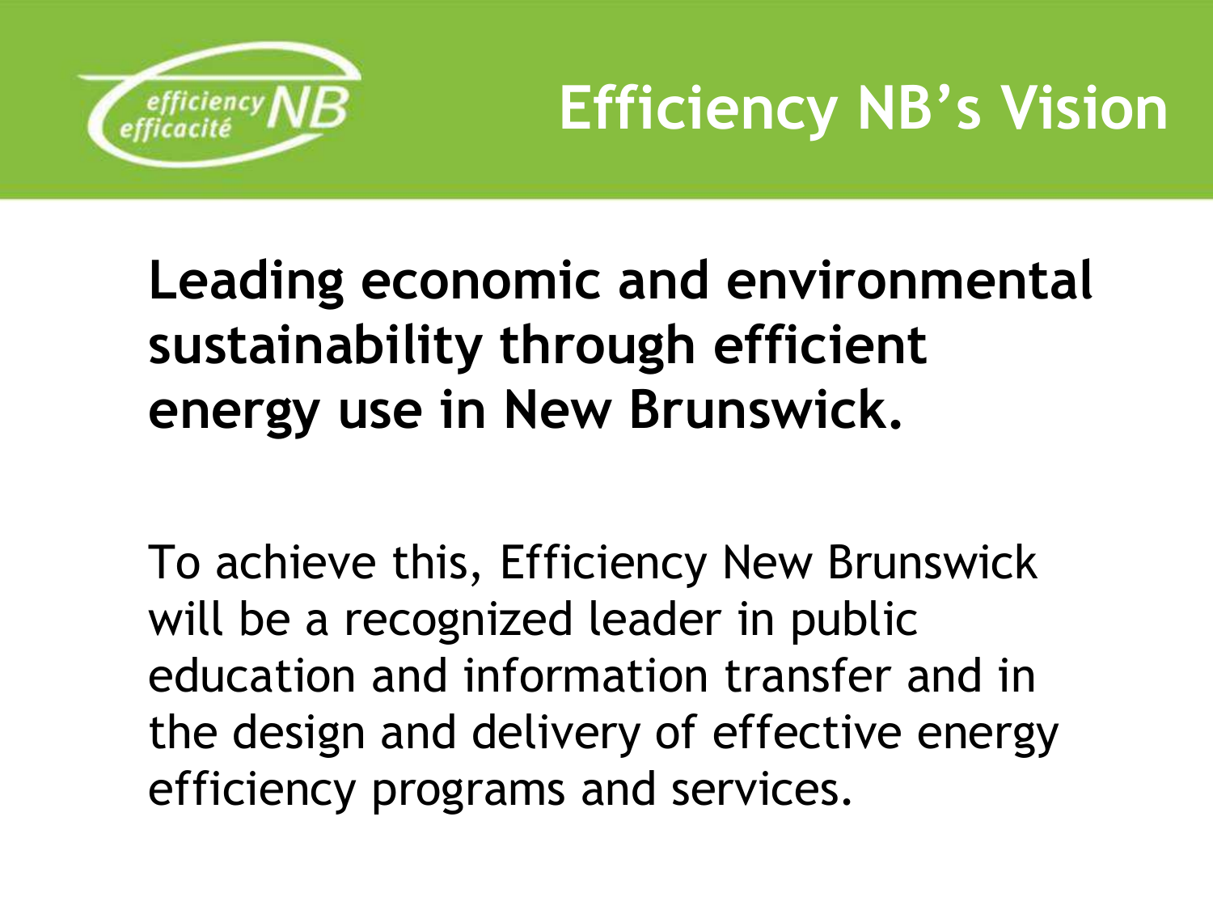# Efficiency NB's Vision

**Leading economic and environmental sustainability through efficient energy use in New Brunswick.**

To achieve this, Efficiency New Brunswick will be a recognized leader in public education and information transfer and in the design and delivery of effective energy efficiency programs and services.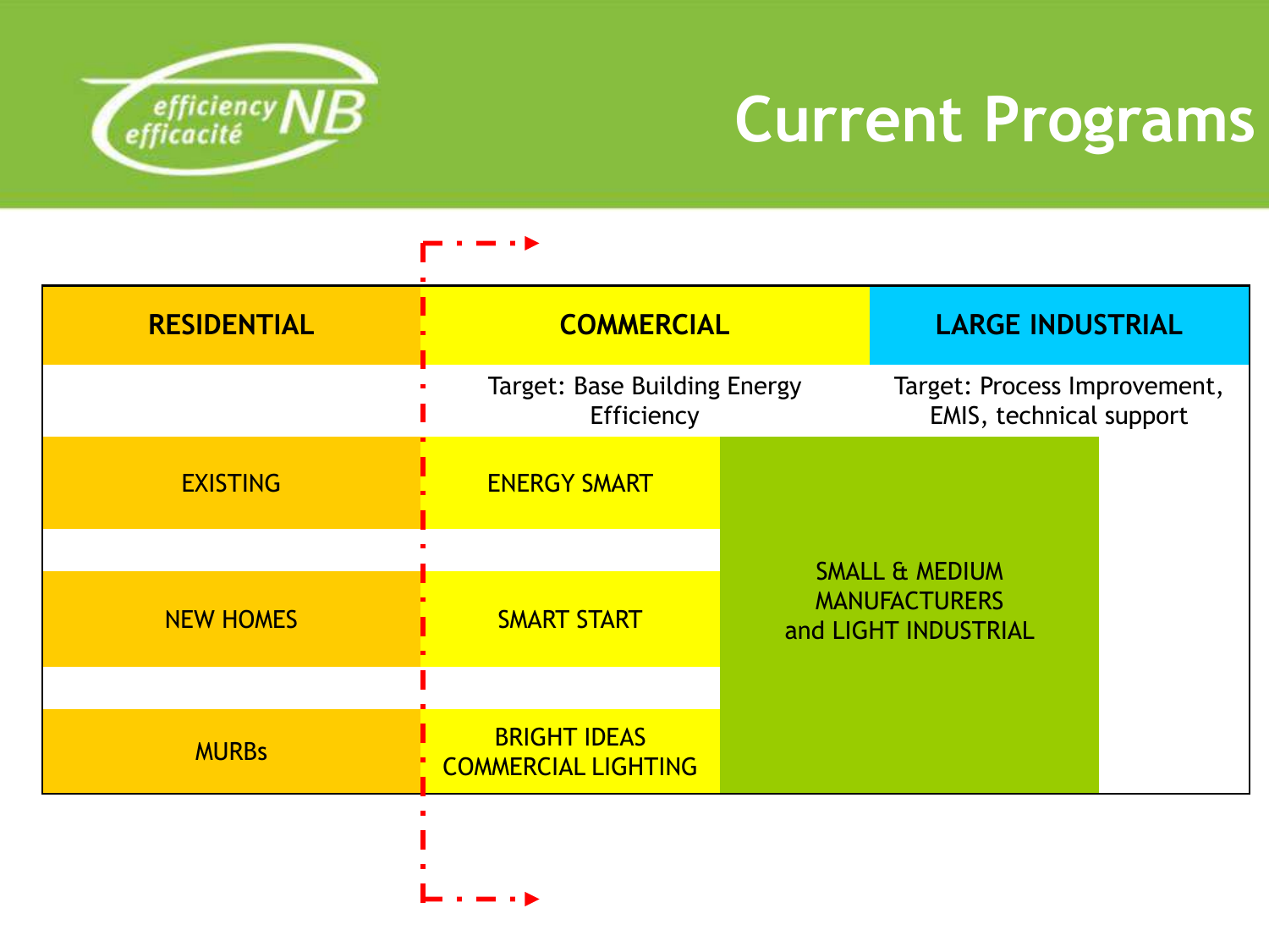# Current Programs

| RESIDENTIAL | COMMERCIAL | LARGE INDUSTRIAL |
| --- | --- | --- |
| | Target: Base Building Energy Efficiency | Target: Process Improvement, EMIS, technical support |
| EXISTING | ENERGY SMART | SMALL & MEDIUM MANUFACTURERS and LIGHT INDUSTRIAL |
| NEW HOMES | SMART START | |
| MURBs | BRIGHT IDEAS COMMERCIAL LIGHTING | |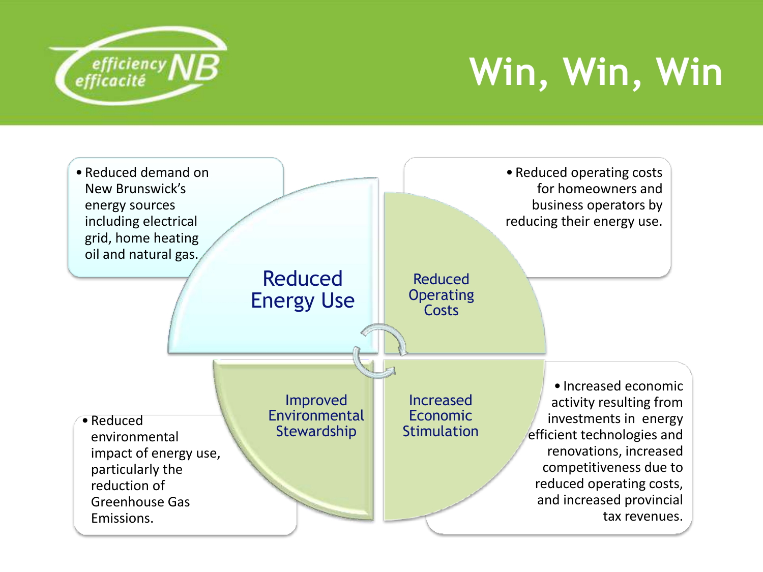# Win, Win, Win

## Reduced Energy Use

- Reduced demand on New Brunswick's energy sources including electrical grid, home heating oil and natural gas.

## Reduced Operating Costs

- Reduced operating costs for homeowners and business operators by reducing their energy use.

## Improved Environmental Stewardship

- Reduced environmental impact of energy use, particularly the reduction of Greenhouse Gas Emissions.

## Increased Economic Stimulation

- Increased economic activity resulting from investments in energy efficient technologies and renovations, increased competitiveness due to reduced operating costs, and increased provincial tax revenues.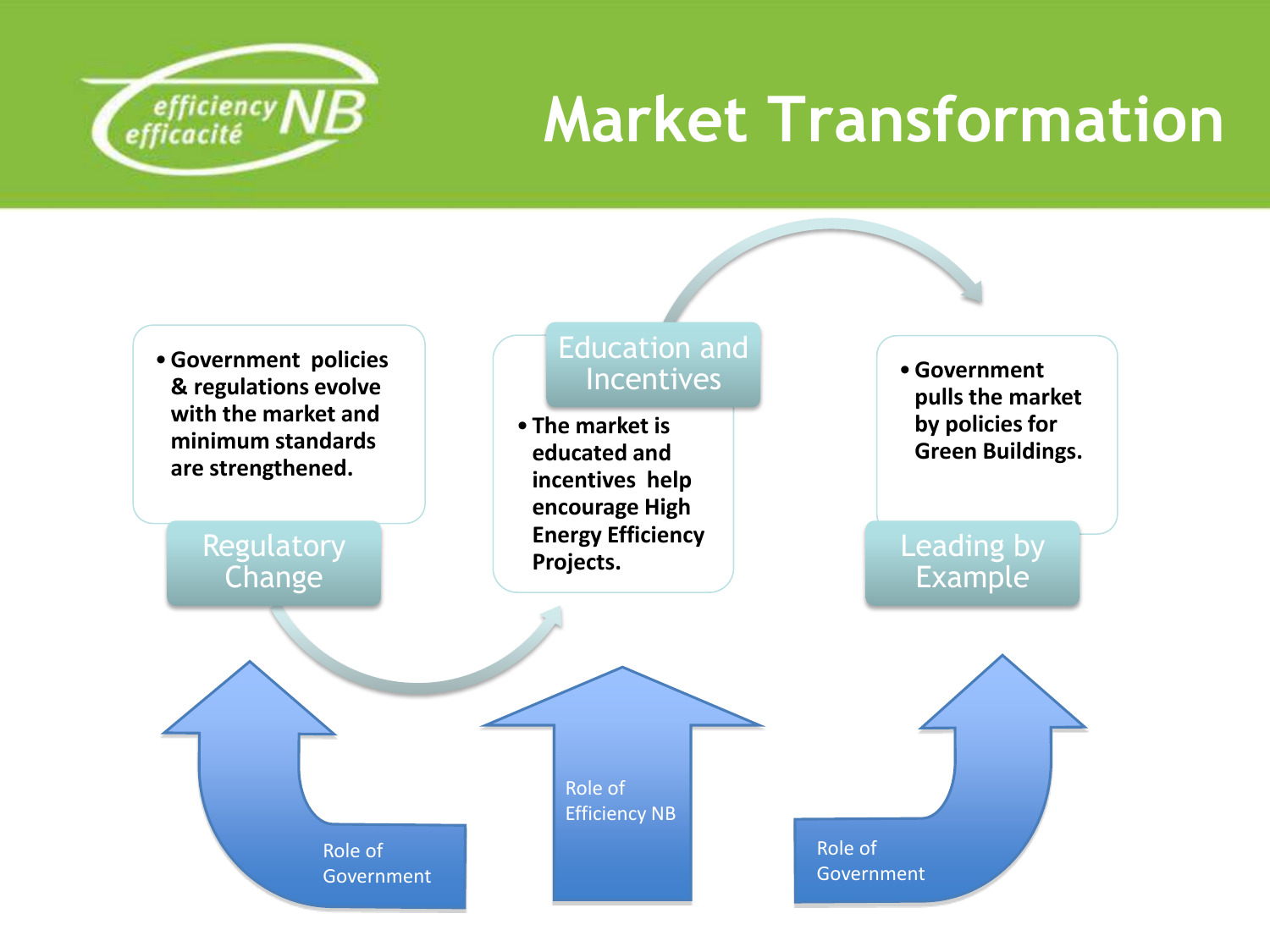# Market Transformation

efficiency efficacité NB

**Regulatory Change**

- **Government policies & regulations evolve with the market and minimum standards are strengthened.**

Role of Government

**Education and Incentives**

- **The market is educated and incentives help encourage High Energy Efficiency Projects.**

Role of Efficiency NB

**Leading by Example**

- **Government pulls the market by policies for Green Buildings.**

Role of Government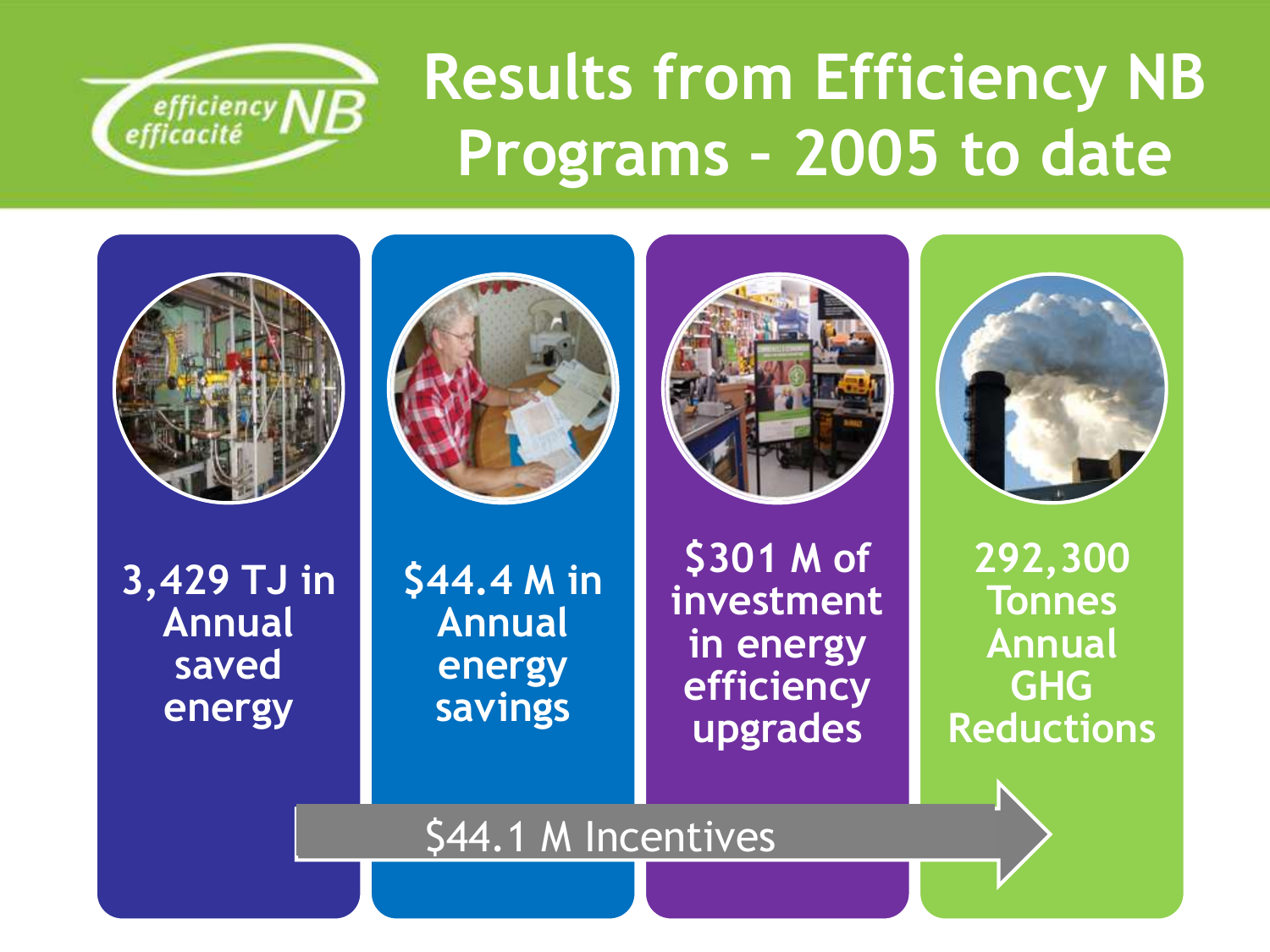# Results from Efficiency NB Programs – 2005 to date

efficiency efficacité NB

**3,429 TJ in Annual saved energy**

**$44.4 M in Annual energy savings**

**$301 M of investment in energy efficiency upgrades**

**292,300 Tonnes Annual GHG Reductions**

$44.1 M Incentives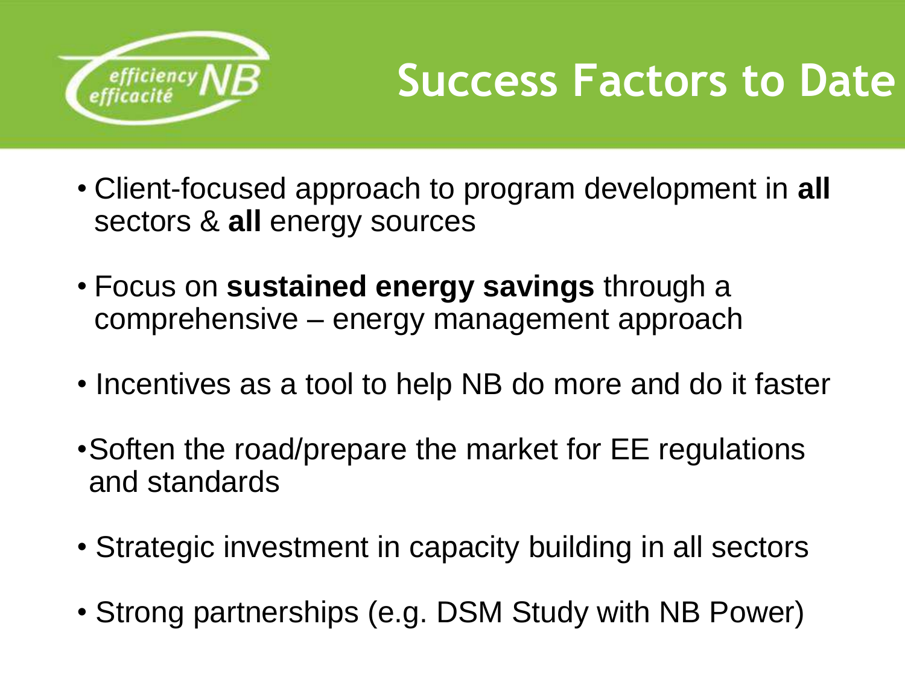# Success Factors to Date

- Client-focused approach to program development in **all** sectors & **all** energy sources
- Focus on **sustained energy savings** through a comprehensive – energy management approach
- Incentives as a tool to help NB do more and do it faster
- Soften the road/prepare the market for EE regulations and standards
- Strategic investment in capacity building in all sectors
- Strong partnerships (e.g. DSM Study with NB Power)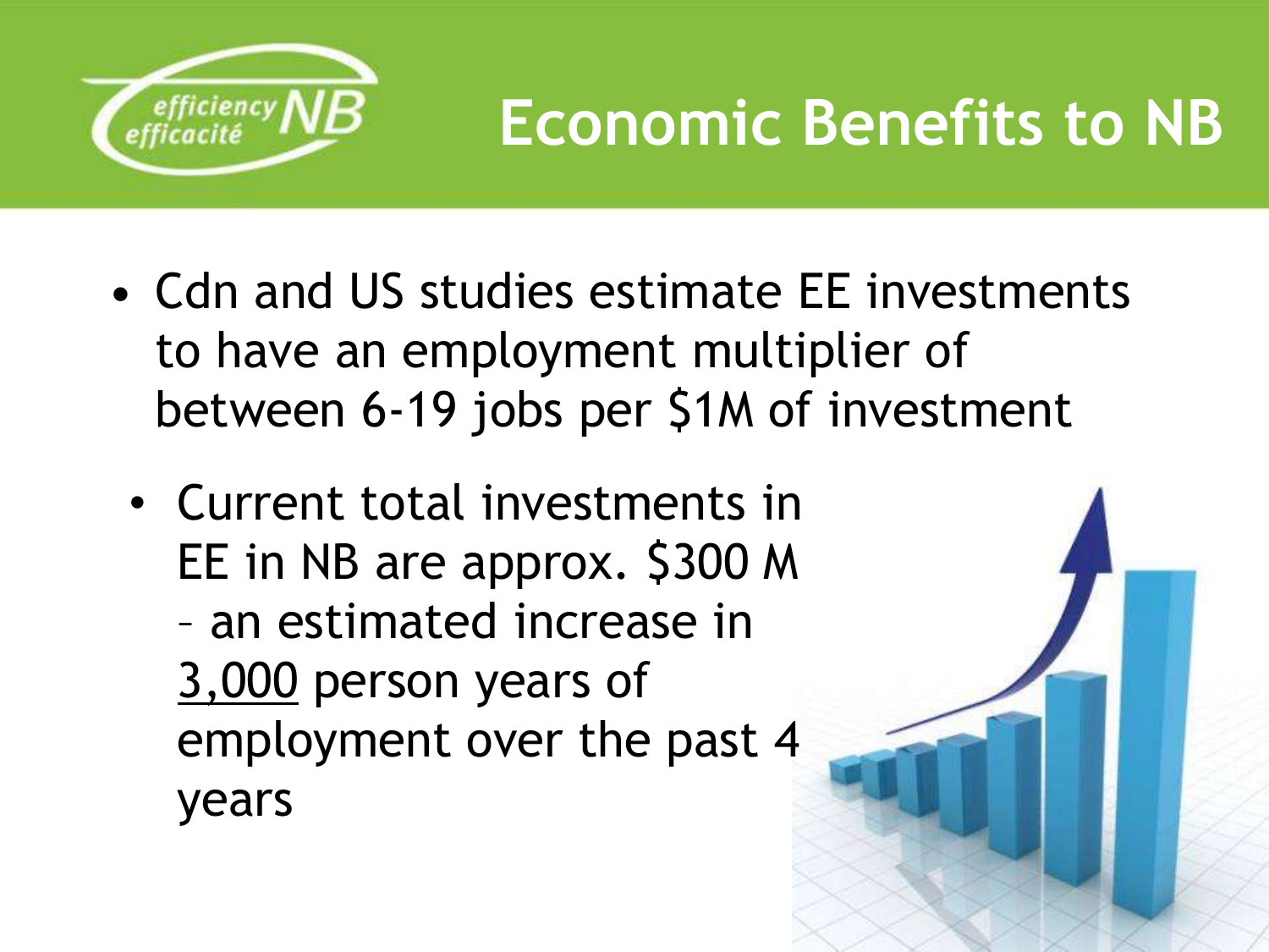# Economic Benefits to NB

- Cdn and US studies estimate EE investments to have an employment multiplier of between 6-19 jobs per $1M of investment
  - Current total investments in EE in NB are approx. $300 M – an estimated increase in 3,000 person years of employment over the past 4 years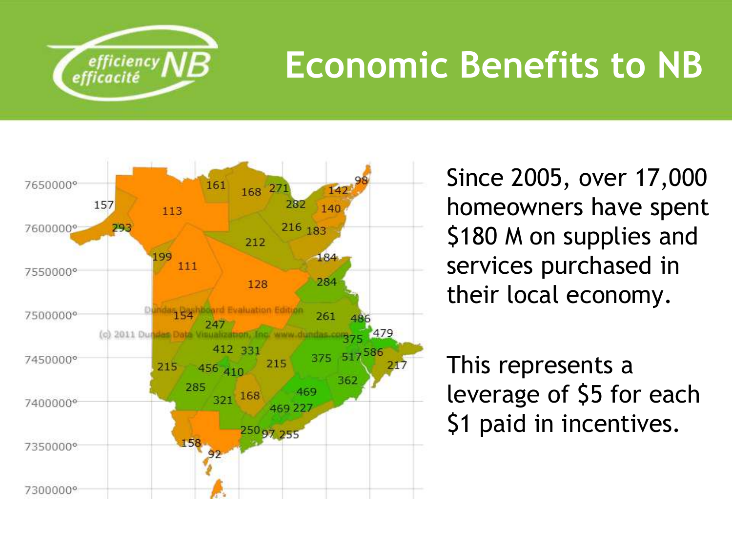# Economic Benefits to NB

efficiency NB efficacité

7650000°
7600000°
7550000°
7500000°
7450000°
7400000°
7350000°
7300000°

157 113 161 168 271 142 98 293 282 140 216 183 212 199 111 184 128 284 154 247 261 486 479 375 412 331 586 215 456 410 215 375 517 217 362 285 469 321 168 469 227 250 97 255 158 92

Dundas Dashboard Evaluation Edition

(c) 2011 Dundas Data Visualization, Inc. www.dundas.com

Since 2005, over 17,000 homeowners have spent $180 M on supplies and services purchased in their local economy.

This represents a leverage of $5 for each $1 paid in incentives.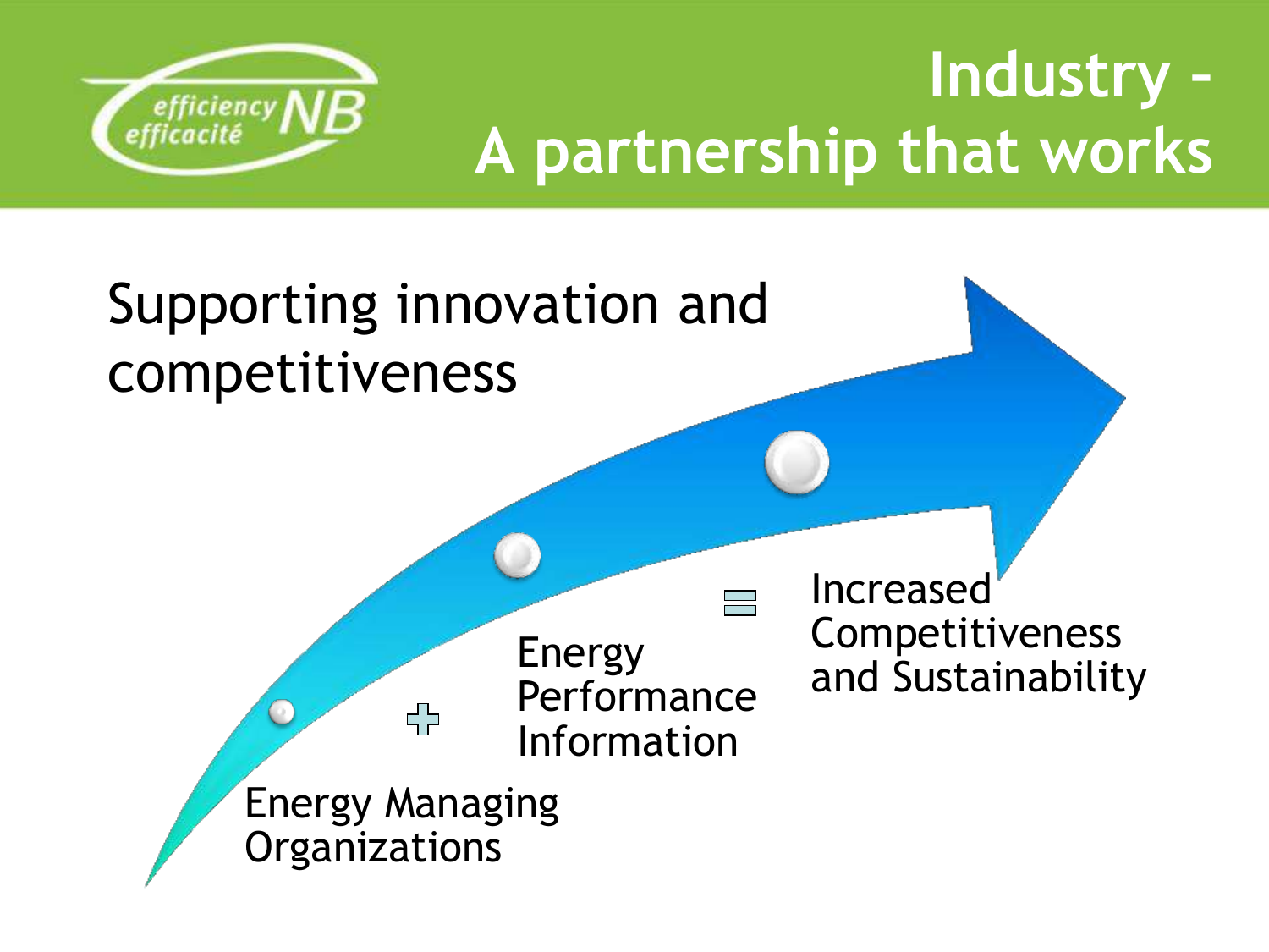# Industry – A partnership that works

Supporting innovation and competitiveness

Energy Managing Organizations

+

Energy Performance Information

=

Increased Competitiveness and Sustainability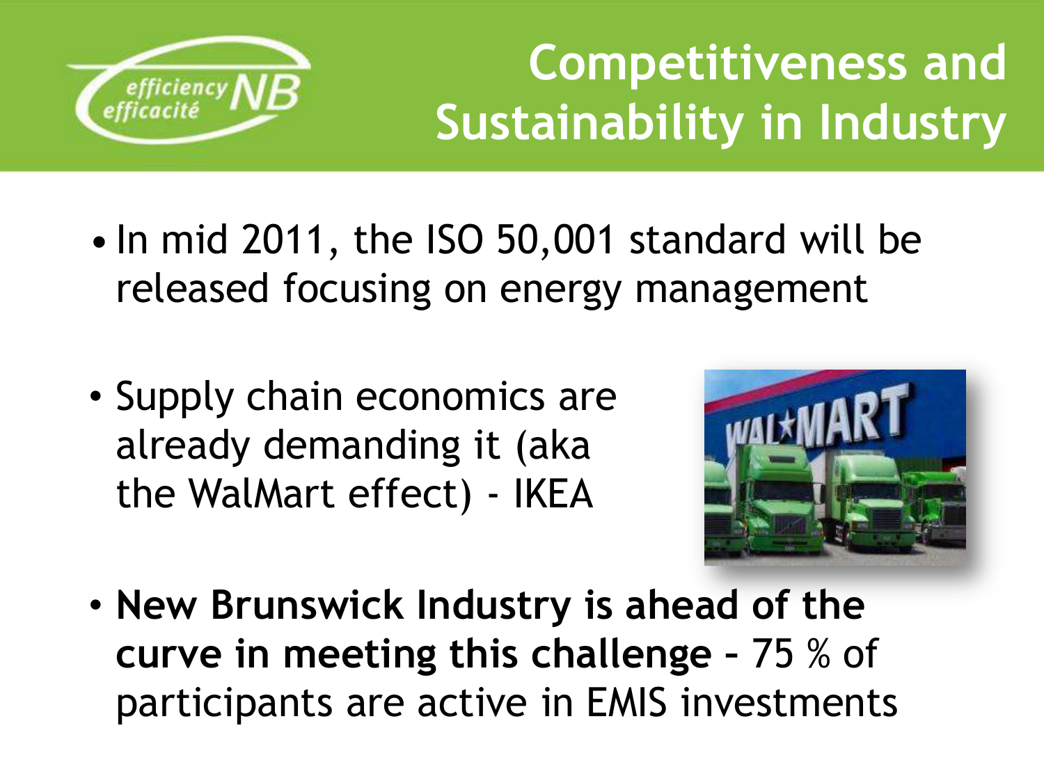# Competitiveness and Sustainability in Industry

- In mid 2011, the ISO 50,001 standard will be released focusing on energy management
- Supply chain economics are already demanding it (aka the WalMart effect) - IKEA
- **New Brunswick Industry is ahead of the curve in meeting this challenge –** 75 % of participants are active in EMIS investments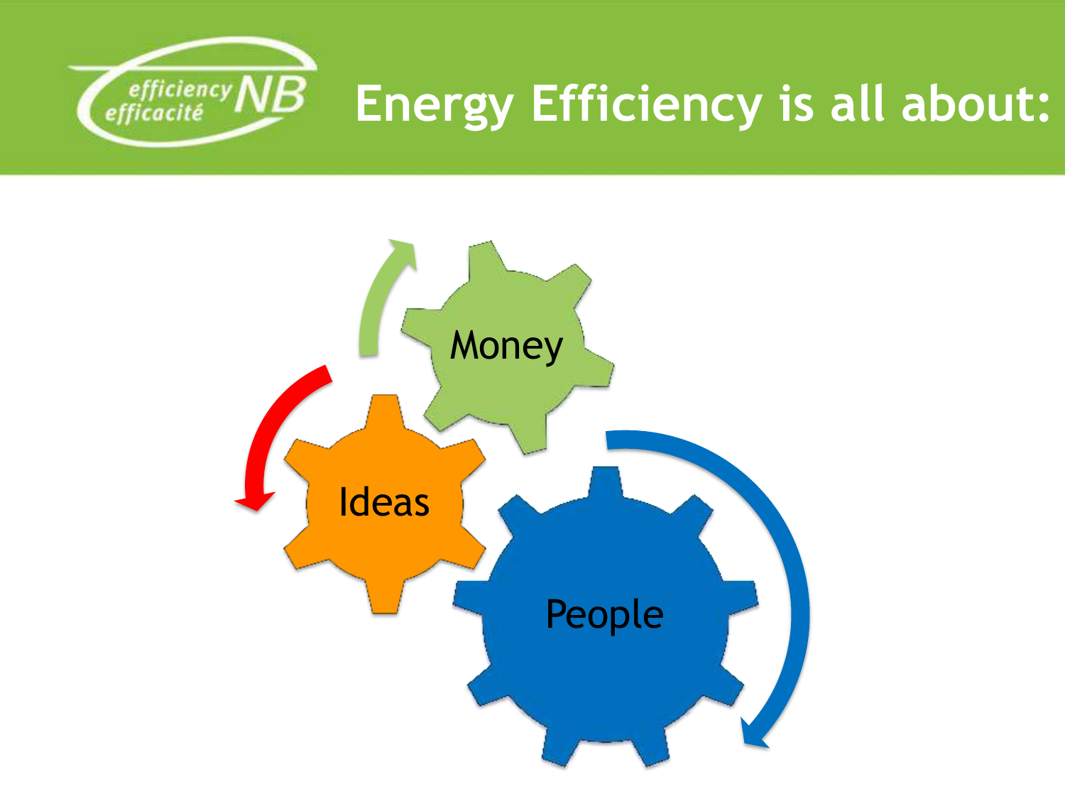# Energy Efficiency is all about:

Money

Ideas

People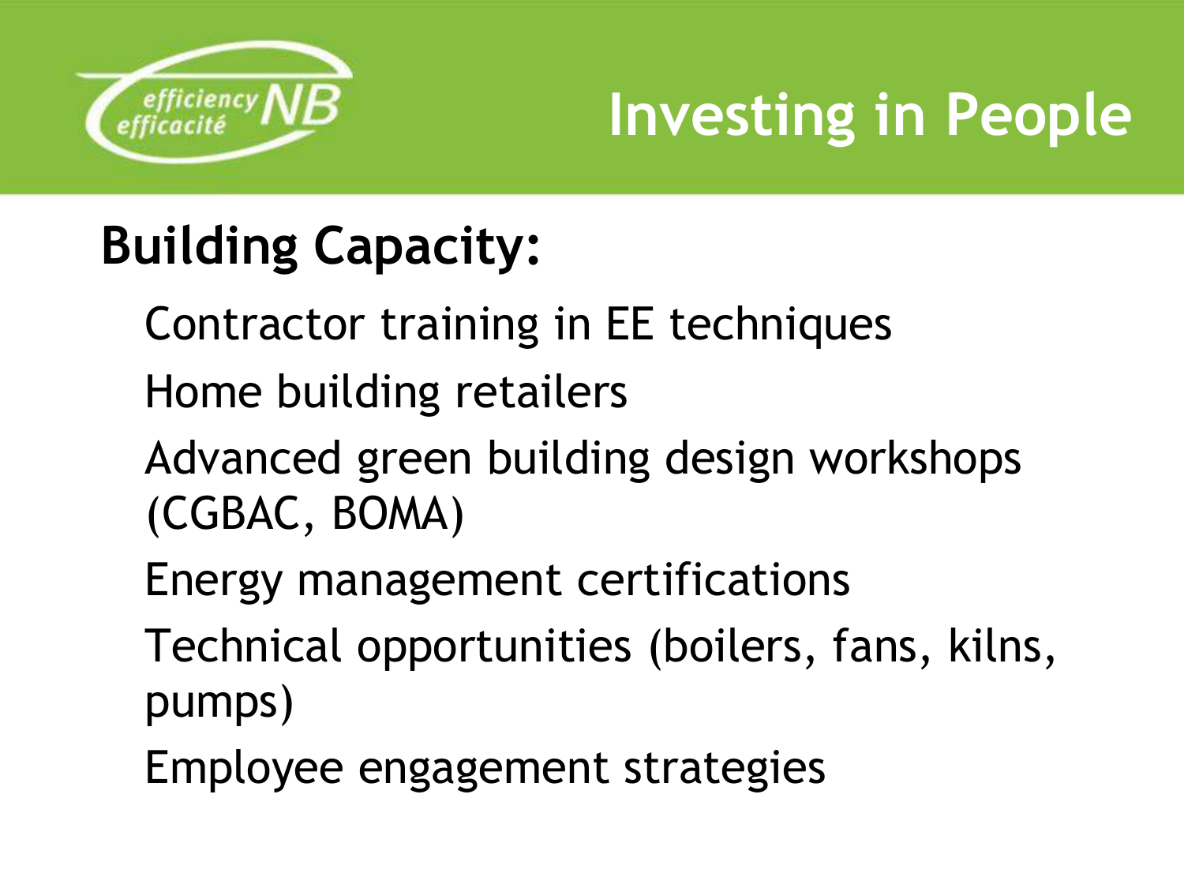# Investing in People

## Building Capacity:

- Contractor training in EE techniques
- Home building retailers
- Advanced green building design workshops (CGBAC, BOMA)
- Energy management certifications
- Technical opportunities (boilers, fans, kilns, pumps)
- Employee engagement strategies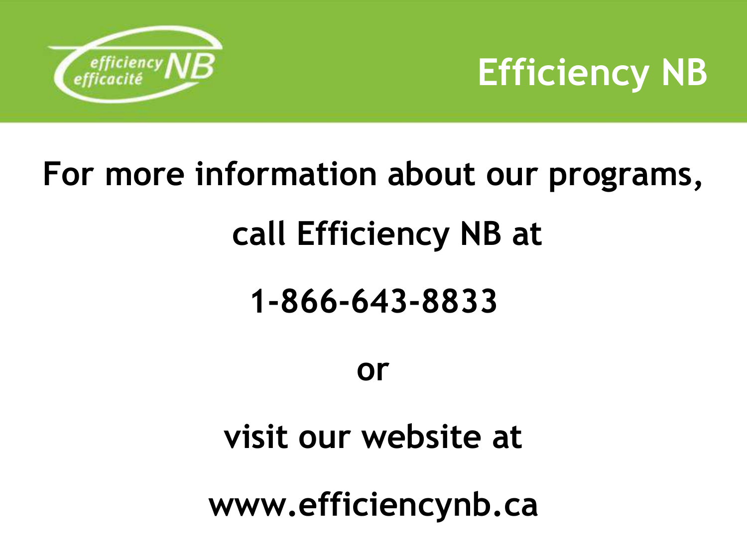# Efficiency NB

**For more information about our programs,**

**call Efficiency NB at**

**1-866-643-8833**

**or**

**visit our website at**

**www.efficiencynb.ca**